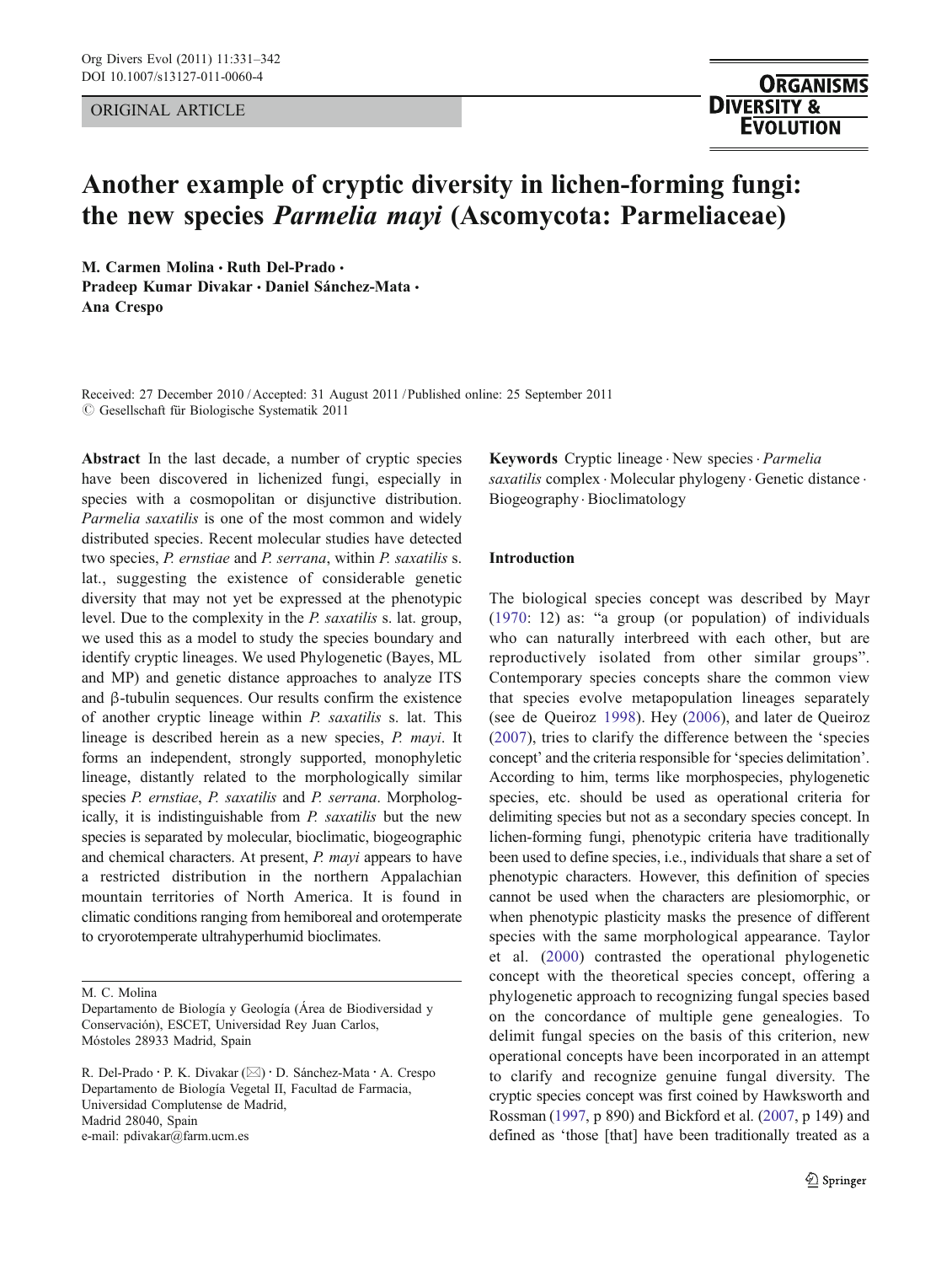ORIGINAL ARTICLE

# Another example of cryptic diversity in lichen-forming fungi: the new species *Parmelia mayi* (Ascomycota: Parmeliaceae)

**M. Carmen Molina · Ruth Del-Prado · Pradeep Kumar Divakar · Daniel Sánchez-Mata · Ana Crespo**

Received: 27 December 2010 / Accepted: 31 August 2011 / Published online: 25 September 2011
© Gesellschaft für Biologische Systematik 2011

**Abstract** In the last decade, a number of cryptic species have been discovered in lichenized fungi, especially in species with a cosmopolitan or disjunctive distribution. *Parmelia saxatilis* is one of the most common and widely distributed species. Recent molecular studies have detected two species, *P. ernstiae* and *P. serrana*, within *P. saxatilis* s. lat., suggesting the existence of considerable genetic diversity that may not yet be expressed at the phenotypic level. Due to the complexity in the *P. saxatilis* s. lat. group, we used this as a model to study the species boundary and identify cryptic lineages. We used Phylogenetic (Bayes, ML and MP) and genetic distance approaches to analyze ITS and β-tubulin sequences. Our results confirm the existence of another cryptic lineage within *P. saxatilis* s. lat. This lineage is described herein as a new species, *P. mayi*. It forms an independent, strongly supported, monophyletic lineage, distantly related to the morphologically similar species *P. ernstiae*, *P. saxatilis* and *P. serrana*. Morphologically, it is indistinguishable from *P. saxatilis* but the new species is separated by molecular, bioclimatic, biogeographic and chemical characters. At present, *P. mayi* appears to have a restricted distribution in the northern Appalachian mountain territories of North America. It is found in climatic conditions ranging from hemiboreal and orotemperate to cryorotemperate ultrahyperhumid bioclimates.

**Keywords** Cryptic lineage · New species · *Parmelia saxatilis* complex · Molecular phylogeny · Genetic distance · Biogeography · Bioclimatology

M. C. Molina
Departamento de Biología y Geología (Área de Biodiversidad y Conservación), ESCET, Universidad Rey Juan Carlos, Móstoles 28933 Madrid, Spain

R. Del-Prado · P. K. Divakar (✉) · D. Sánchez-Mata · A. Crespo
Departamento de Biología Vegetal II, Facultad de Farmacia, Universidad Complutense de Madrid, Madrid 28040, Spain
e-mail: pdivakar@farm.ucm.es

## Introduction

The biological species concept was described by Mayr (1970: 12) as: "a group (or population) of individuals who can naturally interbreed with each other, but are reproductively isolated from other similar groups". Contemporary species concepts share the common view that species evolve metapopulation lineages separately (see de Queiroz 1998). Hey (2006), and later de Queiroz (2007), tries to clarify the difference between the 'species concept' and the criteria responsible for 'species delimitation'. According to him, terms like morphospecies, phylogenetic species, etc. should be used as operational criteria for delimiting species but not as a secondary species concept. In lichen-forming fungi, phenotypic criteria have traditionally been used to define species, i.e., individuals that share a set of phenotypic characters. However, this definition of species cannot be used when the characters are plesiomorphic, or when phenotypic plasticity masks the presence of different species with the same morphological appearance. Taylor et al. (2000) contrasted the operational phylogenetic concept with the theoretical species concept, offering a phylogenetic approach to recognizing fungal species based on the concordance of multiple gene genealogies. To delimit fungal species on the basis of this criterion, new operational concepts have been incorporated in an attempt to clarify and recognize genuine fungal diversity. The cryptic species concept was first coined by Hawksworth and Rossman (1997, p 890) and Bickford et al. (2007, p 149) and defined as 'those [that] have been traditionally treated as a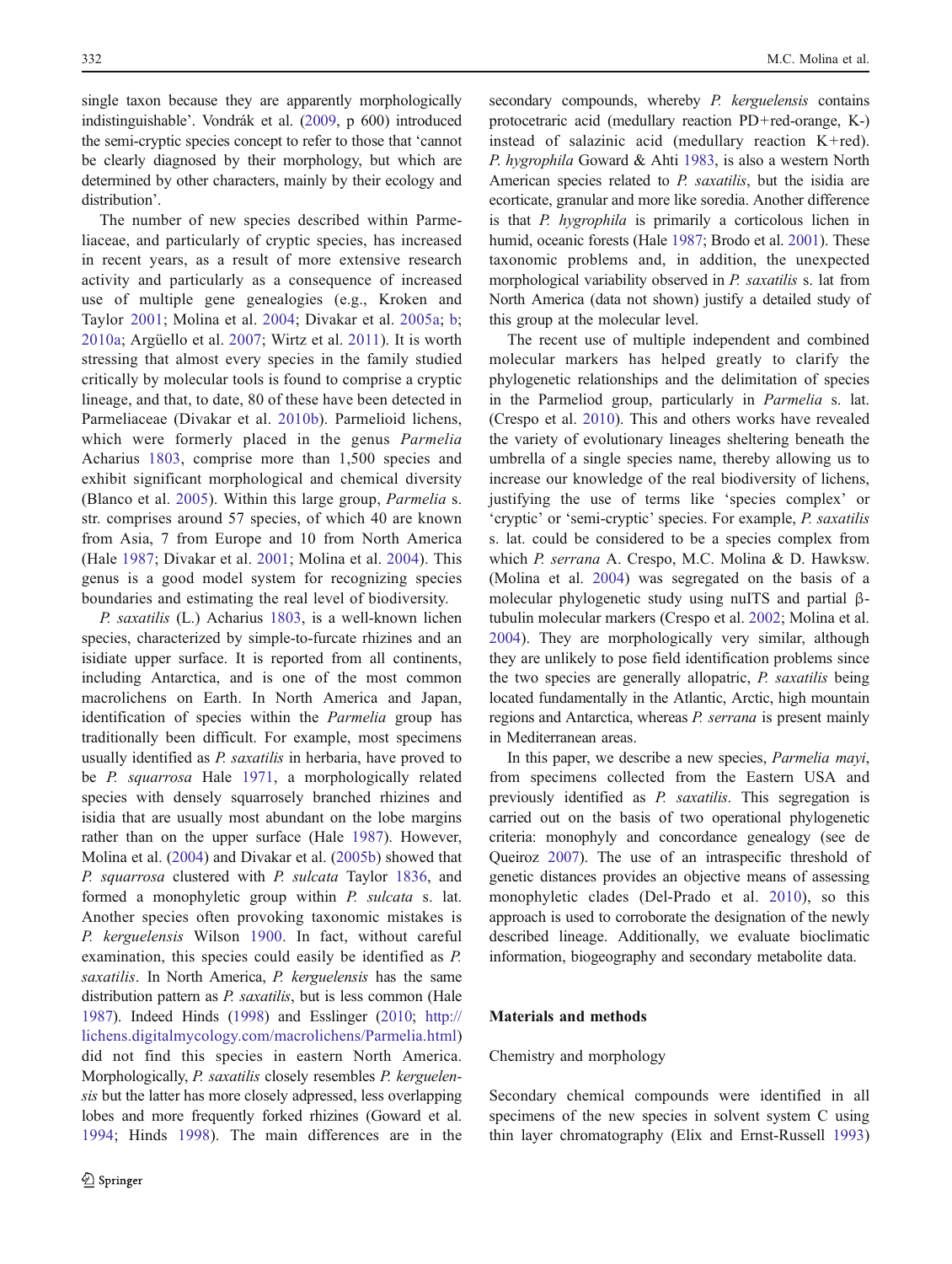single taxon because they are apparently morphologically indistinguishable'. Vondrák et al. (2009, p 600) introduced the semi-cryptic species concept to refer to those that 'cannot be clearly diagnosed by their morphology, but which are determined by other characters, mainly by their ecology and distribution'.

The number of new species described within Parmeliaceae, and particularly of cryptic species, has increased in recent years, as a result of more extensive research activity and particularly as a consequence of increased use of multiple gene genealogies (e.g., Kroken and Taylor 2001; Molina et al. 2004; Divakar et al. 2005a; b; 2010a; Argüello et al. 2007; Wirtz et al. 2011). It is worth stressing that almost every species in the family studied critically by molecular tools is found to comprise a cryptic lineage, and that, to date, 80 of these have been detected in Parmeliaceae (Divakar et al. 2010b). Parmelioid lichens, which were formerly placed in the genus *Parmelia* Acharius 1803, comprise more than 1,500 species and exhibit significant morphological and chemical diversity (Blanco et al. 2005). Within this large group, *Parmelia* s. str. comprises around 57 species, of which 40 are known from Asia, 7 from Europe and 10 from North America (Hale 1987; Divakar et al. 2001; Molina et al. 2004). This genus is a good model system for recognizing species boundaries and estimating the real level of biodiversity.

*P. saxatilis* (L.) Acharius 1803, is a well-known lichen species, characterized by simple-to-furcate rhizines and an isidiate upper surface. It is reported from all continents, including Antarctica, and is one of the most common macrolichens on Earth. In North America and Japan, identification of species within the *Parmelia* group has traditionally been difficult. For example, most specimens usually identified as *P. saxatilis* in herbaria, have proved to be *P. squarrosa* Hale 1971, a morphologically related species with densely squarrosely branched rhizines and isidia that are usually most abundant on the lobe margins rather than on the upper surface (Hale 1987). However, Molina et al. (2004) and Divakar et al. (2005b) showed that *P. squarrosa* clustered with *P. sulcata* Taylor 1836, and formed a monophyletic group within *P. sulcata* s. lat. Another species often provoking taxonomic mistakes is *P. kerguelensis* Wilson 1900. In fact, without careful examination, this species could easily be identified as *P. saxatilis*. In North America, *P. kerguelensis* has the same distribution pattern as *P. saxatilis*, but is less common (Hale 1987). Indeed Hinds (1998) and Esslinger (2010; http://lichens.digitalmycology.com/macrolichens/Parmelia.html) did not find this species in eastern North America. Morphologically, *P. saxatilis* closely resembles *P. kerguelensis* but the latter has more closely adpressed, less overlapping lobes and more frequently forked rhizines (Goward et al. 1994; Hinds 1998). The main differences are in the secondary compounds, whereby *P. kerguelensis* contains protocetraric acid (medullary reaction PD+red-orange, K-) instead of salazinic acid (medullary reaction K+red). *P. hygrophila* Goward & Ahti 1983, is also a western North American species related to *P. saxatilis*, but the isidia are ecorticate, granular and more like soredia. Another difference is that *P. hygrophila* is primarily a corticolous lichen in humid, oceanic forests (Hale 1987; Brodo et al. 2001). These taxonomic problems and, in addition, the unexpected morphological variability observed in *P. saxatilis* s. lat from North America (data not shown) justify a detailed study of this group at the molecular level.

The recent use of multiple independent and combined molecular markers has helped greatly to clarify the phylogenetic relationships and the delimitation of species in the Parmeliod group, particularly in *Parmelia* s. lat. (Crespo et al. 2010). This and others works have revealed the variety of evolutionary lineages sheltering beneath the umbrella of a single species name, thereby allowing us to increase our knowledge of the real biodiversity of lichens, justifying the use of terms like 'species complex' or 'cryptic' or 'semi-cryptic' species. For example, *P. saxatilis* s. lat. could be considered to be a species complex from which *P. serrana* A. Crespo, M.C. Molina & D. Hawksw. (Molina et al. 2004) was segregated on the basis of a molecular phylogenetic study using nuITS and partial β-tubulin molecular markers (Crespo et al. 2002; Molina et al. 2004). They are morphologically very similar, although they are unlikely to pose field identification problems since the two species are generally allopatric, *P. saxatilis* being located fundamentally in the Atlantic, Arctic, high mountain regions and Antarctica, whereas *P. serrana* is present mainly in Mediterranean areas.

In this paper, we describe a new species, *Parmelia mayi*, from specimens collected from the Eastern USA and previously identified as *P. saxatilis*. This segregation is carried out on the basis of two operational phylogenetic criteria: monophyly and concordance genealogy (see de Queiroz 2007). The use of an intraspecific threshold of genetic distances provides an objective means of assessing monophyletic clades (Del-Prado et al. 2010), so this approach is used to corroborate the designation of the newly described lineage. Additionally, we evaluate bioclimatic information, biogeography and secondary metabolite data.

## Materials and methods

### Chemistry and morphology

Secondary chemical compounds were identified in all specimens of the new species in solvent system C using thin layer chromatography (Elix and Ernst-Russell 1993)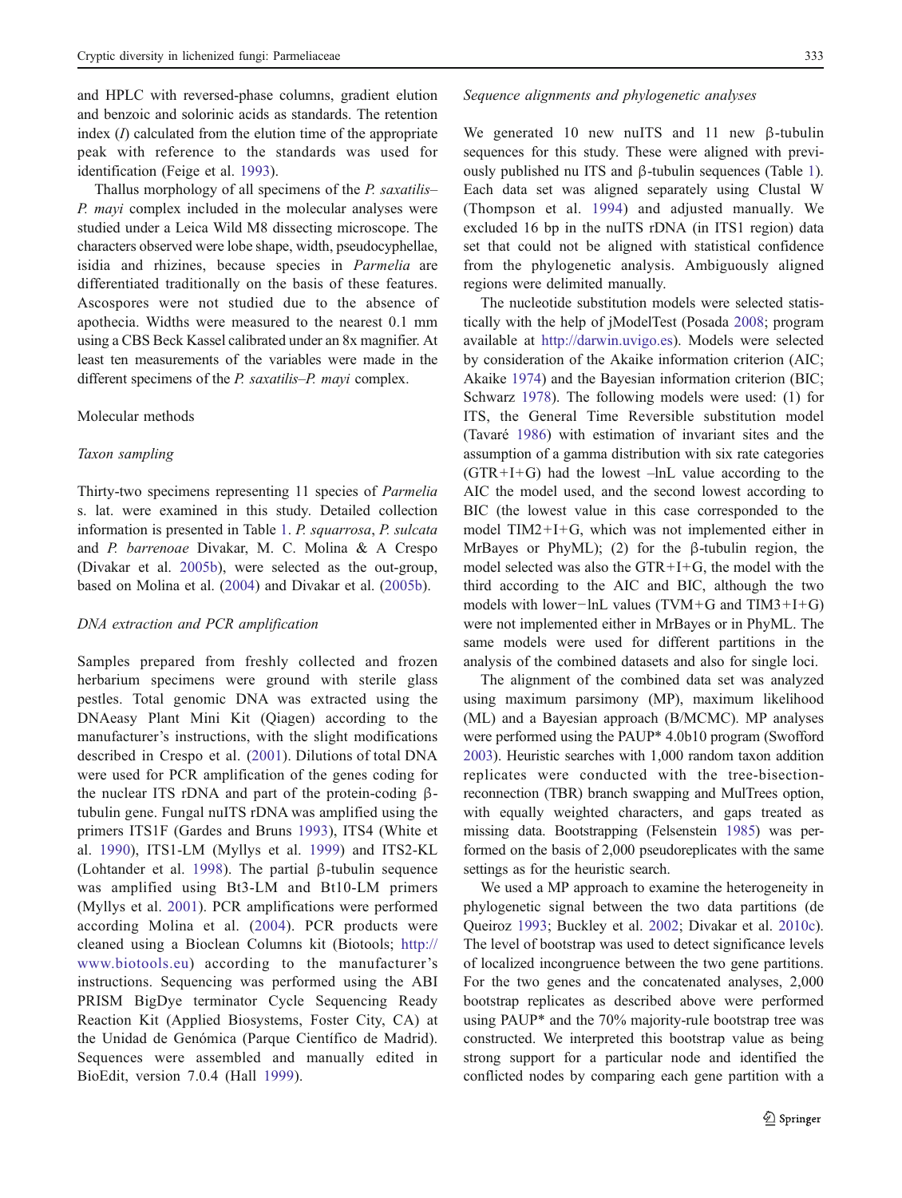and HPLC with reversed-phase columns, gradient elution and benzoic and solorinic acids as standards. The retention index (*I*) calculated from the elution time of the appropriate peak with reference to the standards was used for identification (Feige et al. 1993).

Thallus morphology of all specimens of the *P. saxatilis*–*P. mayi* complex included in the molecular analyses were studied under a Leica Wild M8 dissecting microscope. The characters observed were lobe shape, width, pseudocyphellae, isidia and rhizines, because species in *Parmelia* are differentiated traditionally on the basis of these features. Ascospores were not studied due to the absence of apothecia. Widths were measured to the nearest 0.1 mm using a CBS Beck Kassel calibrated under an 8x magnifier. At least ten measurements of the variables were made in the different specimens of the *P. saxatilis*–*P. mayi* complex.

## Molecular methods

### *Taxon sampling*

Thirty-two specimens representing 11 species of *Parmelia* s. lat. were examined in this study. Detailed collection information is presented in Table 1. *P. squarrosa*, *P. sulcata* and *P. barrenoae* Divakar, M. C. Molina & A Crespo (Divakar et al. 2005b), were selected as the out-group, based on Molina et al. (2004) and Divakar et al. (2005b).

### *DNA extraction and PCR amplification*

Samples prepared from freshly collected and frozen herbarium specimens were ground with sterile glass pestles. Total genomic DNA was extracted using the DNAeasy Plant Mini Kit (Qiagen) according to the manufacturer's instructions, with the slight modifications described in Crespo et al. (2001). Dilutions of total DNA were used for PCR amplification of the genes coding for the nuclear ITS rDNA and part of the protein-coding β-tubulin gene. Fungal nuITS rDNA was amplified using the primers ITS1F (Gardes and Bruns 1993), ITS4 (White et al. 1990), ITS1-LM (Myllys et al. 1999) and ITS2-KL (Lohtander et al. 1998). The partial β-tubulin sequence was amplified using Bt3-LM and Bt10-LM primers (Myllys et al. 2001). PCR amplifications were performed according Molina et al. (2004). PCR products were cleaned using a Bioclean Columns kit (Biotools; http://www.biotools.eu) according to the manufacturer's instructions. Sequencing was performed using the ABI PRISM BigDye terminator Cycle Sequencing Ready Reaction Kit (Applied Biosystems, Foster City, CA) at the Unidad de Genómica (Parque Científico de Madrid). Sequences were assembled and manually edited in BioEdit, version 7.0.4 (Hall 1999).

### *Sequence alignments and phylogenetic analyses*

We generated 10 new nuITS and 11 new β-tubulin sequences for this study. These were aligned with previously published nu ITS and β-tubulin sequences (Table 1). Each data set was aligned separately using Clustal W (Thompson et al. 1994) and adjusted manually. We excluded 16 bp in the nuITS rDNA (in ITS1 region) data set that could not be aligned with statistical confidence from the phylogenetic analysis. Ambiguously aligned regions were delimited manually.

The nucleotide substitution models were selected statistically with the help of jModelTest (Posada 2008; program available at http://darwin.uvigo.es). Models were selected by consideration of the Akaike information criterion (AIC; Akaike 1974) and the Bayesian information criterion (BIC; Schwarz 1978). The following models were used: (1) for ITS, the General Time Reversible substitution model (Tavaré 1986) with estimation of invariant sites and the assumption of a gamma distribution with six rate categories (GTR+I+G) had the lowest –lnL value according to the AIC the model used, and the second lowest according to BIC (the lowest value in this case corresponded to the model TIM2+I+G, which was not implemented either in MrBayes or PhyML); (2) for the β-tubulin region, the model selected was also the GTR+I+G, the model with the third according to the AIC and BIC, although the two models with lower−lnL values (TVM+G and TIM3+I+G) were not implemented either in MrBayes or in PhyML. The same models were used for different partitions in the analysis of the combined datasets and also for single loci.

The alignment of the combined data set was analyzed using maximum parsimony (MP), maximum likelihood (ML) and a Bayesian approach (B/MCMC). MP analyses were performed using the PAUP* 4.0b10 program (Swofford 2003). Heuristic searches with 1,000 random taxon addition replicates were conducted with the tree-bisection-reconnection (TBR) branch swapping and MulTrees option, with equally weighted characters, and gaps treated as missing data. Bootstrapping (Felsenstein 1985) was performed on the basis of 2,000 pseudoreplicates with the same settings as for the heuristic search.

We used a MP approach to examine the heterogeneity in phylogenetic signal between the two data partitions (de Queiroz 1993; Buckley et al. 2002; Divakar et al. 2010c). The level of bootstrap was used to detect significance levels of localized incongruence between the two gene partitions. For the two genes and the concatenated analyses, 2,000 bootstrap replicates as described above were performed using PAUP* and the 70% majority-rule bootstrap tree was constructed. We interpreted this bootstrap value as being strong support for a particular node and identified the conflicted nodes by comparing each gene partition with a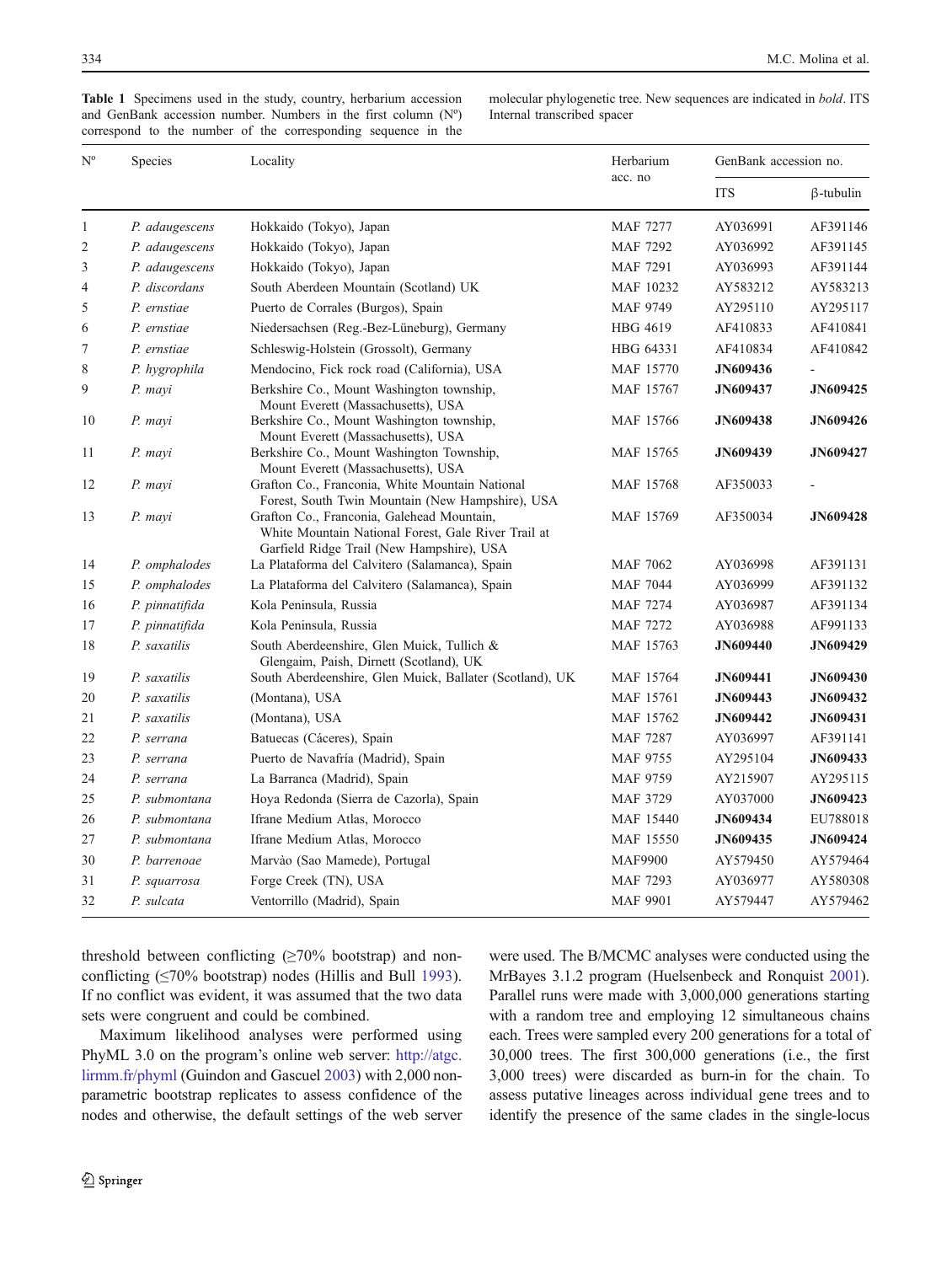**Table 1** Specimens used in the study, country, herbarium accession and GenBank accession number. Numbers in the first column (Nº) correspond to the number of the corresponding sequence in the molecular phylogenetic tree. New sequences are indicated in *bold*. ITS Internal transcribed spacer

| Nº | Species | Locality | Herbarium acc. no | GenBank accession no. | |
|---|---|---|---|---|---|
| | | | | ITS | β-tubulin |
| 1 | *P. adaugescens* | Hokkaido (Tokyo), Japan | MAF 7277 | AY036991 | AF391146 |
| 2 | *P. adaugescens* | Hokkaido (Tokyo), Japan | MAF 7292 | AY036992 | AF391145 |
| 3 | *P. adaugescens* | Hokkaido (Tokyo), Japan | MAF 7291 | AY036993 | AF391144 |
| 4 | *P. discordans* | South Aberdeen Mountain (Scotland) UK | MAF 10232 | AY583212 | AY583213 |
| 5 | *P. ernstiae* | Puerto de Corrales (Burgos), Spain | MAF 9749 | AY295110 | AY295117 |
| 6 | *P. ernstiae* | Niedersachsen (Reg.-Bez-Lüneburg), Germany | HBG 4619 | AF410833 | AF410841 |
| 7 | *P. ernstiae* | Schleswig-Holstein (Grossolt), Germany | HBG 64331 | AF410834 | AF410842 |
| 8 | *P. hygrophila* | Mendocino, Fick rock road (California), USA | MAF 15770 | **JN609436** | - |
| 9 | *P. mayi* | Berkshire Co., Mount Washington township, Mount Everett (Massachusetts), USA | MAF 15767 | **JN609437** | **JN609425** |
| 10 | *P. mayi* | Berkshire Co., Mount Washington township, Mount Everett (Massachusetts), USA | MAF 15766 | **JN609438** | **JN609426** |
| 11 | *P. mayi* | Berkshire Co., Mount Washington Township, Mount Everett (Massachusetts), USA | MAF 15765 | **JN609439** | **JN609427** |
| 12 | *P. mayi* | Grafton Co., Franconia, White Mountain National Forest, South Twin Mountain (New Hampshire), USA | MAF 15768 | AF350033 | - |
| 13 | *P. mayi* | Grafton Co., Franconia, Galehead Mountain, White Mountain National Forest, Gale River Trail at Garfield Ridge Trail (New Hampshire), USA | MAF 15769 | AF350034 | **JN609428** |
| 14 | *P. omphalodes* | La Plataforma del Calvitero (Salamanca), Spain | MAF 7062 | AY036998 | AF391131 |
| 15 | *P. omphalodes* | La Plataforma del Calvitero (Salamanca), Spain | MAF 7044 | AY036999 | AF391132 |
| 16 | *P. pinnatifida* | Kola Peninsula, Russia | MAF 7274 | AY036987 | AF391134 |
| 17 | *P. pinnatifida* | Kola Peninsula, Russia | MAF 7272 | AY036988 | AF991133 |
| 18 | *P. saxatilis* | South Aberdeenshire, Glen Muick, Tullich & Glengaim, Paish, Dirnett (Scotland), UK | MAF 15763 | **JN609440** | **JN609429** |
| 19 | *P. saxatilis* | South Aberdeenshire, Glen Muick, Ballater (Scotland), UK | MAF 15764 | **JN609441** | **JN609430** |
| 20 | *P. saxatilis* | (Montana), USA | MAF 15761 | **JN609443** | **JN609432** |
| 21 | *P. saxatilis* | (Montana), USA | MAF 15762 | **JN609442** | **JN609431** |
| 22 | *P. serrana* | Batuecas (Cáceres), Spain | MAF 7287 | AY036997 | AF391141 |
| 23 | *P. serrana* | Puerto de Navafría (Madrid), Spain | MAF 9755 | AY295104 | **JN609433** |
| 24 | *P. serrana* | La Barranca (Madrid), Spain | MAF 9759 | AY215907 | AY295115 |
| 25 | *P. submontana* | Hoya Redonda (Sierra de Cazorla), Spain | MAF 3729 | AY037000 | **JN609423** |
| 26 | *P. submontana* | Ifrane Medium Atlas, Morocco | MAF 15440 | **JN609434** | EU788018 |
| 27 | *P. submontana* | Ifrane Medium Atlas, Morocco | MAF 15550 | **JN609435** | **JN609424** |
| 30 | *P. barrenoae* | Marvào (Sao Mamede), Portugal | MAF9900 | AY579450 | AY579464 |
| 31 | *P. squarrosa* | Forge Creek (TN), USA | MAF 7293 | AY036977 | AY580308 |
| 32 | *P. sulcata* | Ventorrillo (Madrid), Spain | MAF 9901 | AY579447 | AY579462 |

threshold between conflicting (≥70% bootstrap) and non-conflicting (≤70% bootstrap) nodes (Hillis and Bull 1993). If no conflict was evident, it was assumed that the two data sets were congruent and could be combined.

Maximum likelihood analyses were performed using PhyML 3.0 on the program's online web server: http://atgc.lirmm.fr/phyml (Guindon and Gascuel 2003) with 2,000 non-parametric bootstrap replicates to assess confidence of the nodes and otherwise, the default settings of the web server were used. The B/MCMC analyses were conducted using the MrBayes 3.1.2 program (Huelsenbeck and Ronquist 2001). Parallel runs were made with 3,000,000 generations starting with a random tree and employing 12 simultaneous chains each. Trees were sampled every 200 generations for a total of 30,000 trees. The first 300,000 generations (i.e., the first 3,000 trees) were discarded as burn-in for the chain. To assess putative lineages across individual gene trees and to identify the presence of the same clades in the single-locus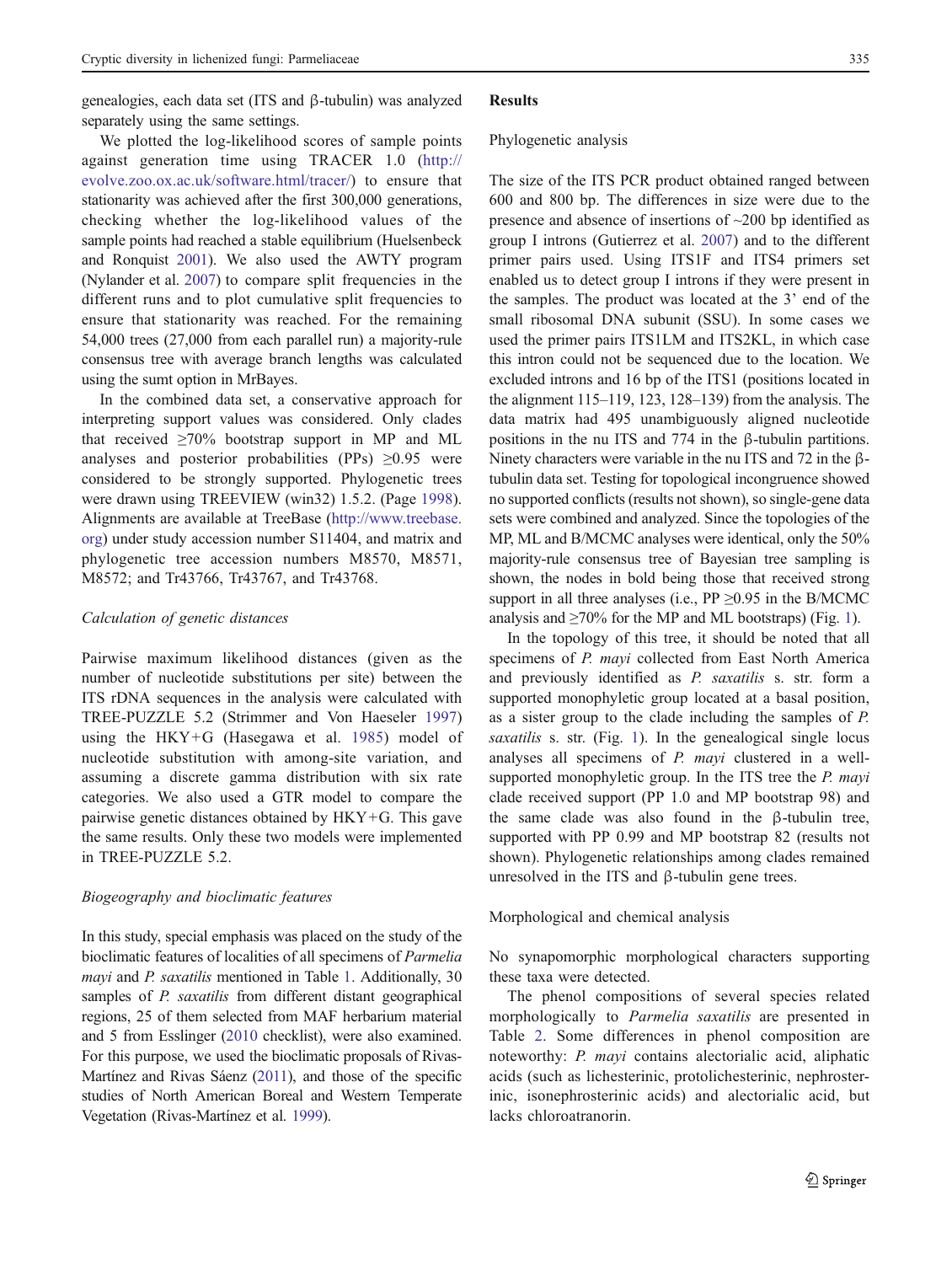genealogies, each data set (ITS and β-tubulin) was analyzed separately using the same settings.

We plotted the log-likelihood scores of sample points against generation time using TRACER 1.0 (http://evolve.zoo.ox.ac.uk/software.html/tracer/) to ensure that stationarity was achieved after the first 300,000 generations, checking whether the log-likelihood values of the sample points had reached a stable equilibrium (Huelsenbeck and Ronquist 2001). We also used the AWTY program (Nylander et al. 2007) to compare split frequencies in the different runs and to plot cumulative split frequencies to ensure that stationarity was reached. For the remaining 54,000 trees (27,000 from each parallel run) a majority-rule consensus tree with average branch lengths was calculated using the sumt option in MrBayes.

In the combined data set, a conservative approach for interpreting support values was considered. Only clades that received ≥70% bootstrap support in MP and ML analyses and posterior probabilities (PPs) ≥0.95 were considered to be strongly supported. Phylogenetic trees were drawn using TREEVIEW (win32) 1.5.2. (Page 1998). Alignments are available at TreeBase (http://www.treebase.org) under study accession number S11404, and matrix and phylogenetic tree accession numbers M8570, M8571, M8572; and Tr43766, Tr43767, and Tr43768.

### Calculation of genetic distances

Pairwise maximum likelihood distances (given as the number of nucleotide substitutions per site) between the ITS rDNA sequences in the analysis were calculated with TREE-PUZZLE 5.2 (Strimmer and Von Haeseler 1997) using the HKY+G (Hasegawa et al. 1985) model of nucleotide substitution with among-site variation, and assuming a discrete gamma distribution with six rate categories. We also used a GTR model to compare the pairwise genetic distances obtained by HKY+G. This gave the same results. Only these two models were implemented in TREE-PUZZLE 5.2.

### Biogeography and bioclimatic features

In this study, special emphasis was placed on the study of the bioclimatic features of localities of all specimens of *Parmelia mayi* and *P. saxatilis* mentioned in Table 1. Additionally, 30 samples of *P. saxatilis* from different distant geographical regions, 25 of them selected from MAF herbarium material and 5 from Esslinger (2010 checklist), were also examined. For this purpose, we used the bioclimatic proposals of Rivas-Martínez and Rivas Sáenz (2011), and those of the specific studies of North American Boreal and Western Temperate Vegetation (Rivas-Martínez et al. 1999).

## Results

### Phylogenetic analysis

The size of the ITS PCR product obtained ranged between 600 and 800 bp. The differences in size were due to the presence and absence of insertions of ~200 bp identified as group I introns (Gutierrez et al. 2007) and to the different primer pairs used. Using ITS1F and ITS4 primers set enabled us to detect group I introns if they were present in the samples. The product was located at the 3' end of the small ribosomal DNA subunit (SSU). In some cases we used the primer pairs ITS1LM and ITS2KL, in which case this intron could not be sequenced due to the location. We excluded introns and 16 bp of the ITS1 (positions located in the alignment 115–119, 123, 128–139) from the analysis. The data matrix had 495 unambiguously aligned nucleotide positions in the nu ITS and 774 in the β-tubulin partitions. Ninety characters were variable in the nu ITS and 72 in the β-tubulin data set. Testing for topological incongruence showed no supported conflicts (results not shown), so single-gene data sets were combined and analyzed. Since the topologies of the MP, ML and B/MCMC analyses were identical, only the 50% majority-rule consensus tree of Bayesian tree sampling is shown, the nodes in bold being those that received strong support in all three analyses (i.e., PP ≥0.95 in the B/MCMC analysis and ≥70% for the MP and ML bootstraps) (Fig. 1).

In the topology of this tree, it should be noted that all specimens of *P. mayi* collected from East North America and previously identified as *P. saxatilis* s. str. form a supported monophyletic group located at a basal position, as a sister group to the clade including the samples of *P. saxatilis* s. str. (Fig. 1). In the genealogical single locus analyses all specimens of *P. mayi* clustered in a well-supported monophyletic group. In the ITS tree the *P. mayi* clade received support (PP 1.0 and MP bootstrap 98) and the same clade was also found in the β-tubulin tree, supported with PP 0.99 and MP bootstrap 82 (results not shown). Phylogenetic relationships among clades remained unresolved in the ITS and β-tubulin gene trees.

### Morphological and chemical analysis

No synapomorphic morphological characters supporting these taxa were detected.

The phenol compositions of several species related morphologically to *Parmelia saxatilis* are presented in Table 2. Some differences in phenol composition are noteworthy: *P. mayi* contains alectorialic acid, aliphatic acids (such as lichesterinic, protolichesterinic, nephrosterinic, isonephrosterinic acids) and alectorialic acid, but lacks chloroatranorin.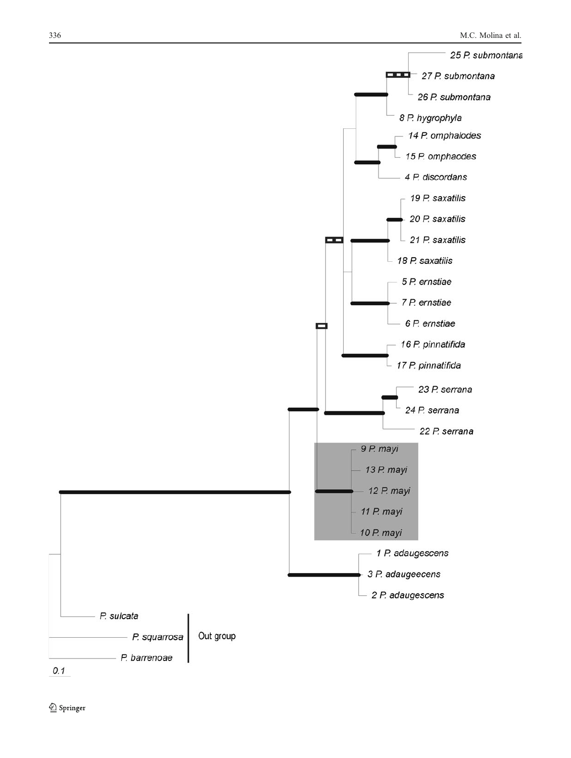25 P. submontana

27 P. submontana

26 P. submontana

8 P. hygrophyla

14 P. omphalodes

15 P. omphaodes

4 P. discordans

19 P. saxatilis

20 P. saxatilis

21 P. saxatilis

18 P. saxatilis

5 P. ernstiae

7 P. ernstiae

6 P. ernstiae

16 P. pinnatifida

17 P. pinnatifida

23 P. serrana

24 P. serrana

22 P. serrana

9 P. mayi

13 P. mayi

12 P. mayi

11 P. mayi

10 P. mayi

1 P. adaugescens

3 P. adaugeecens

2 P. adaugescens

P. sulcata

P. squarrosa

P. barrenoae

Out group

0.1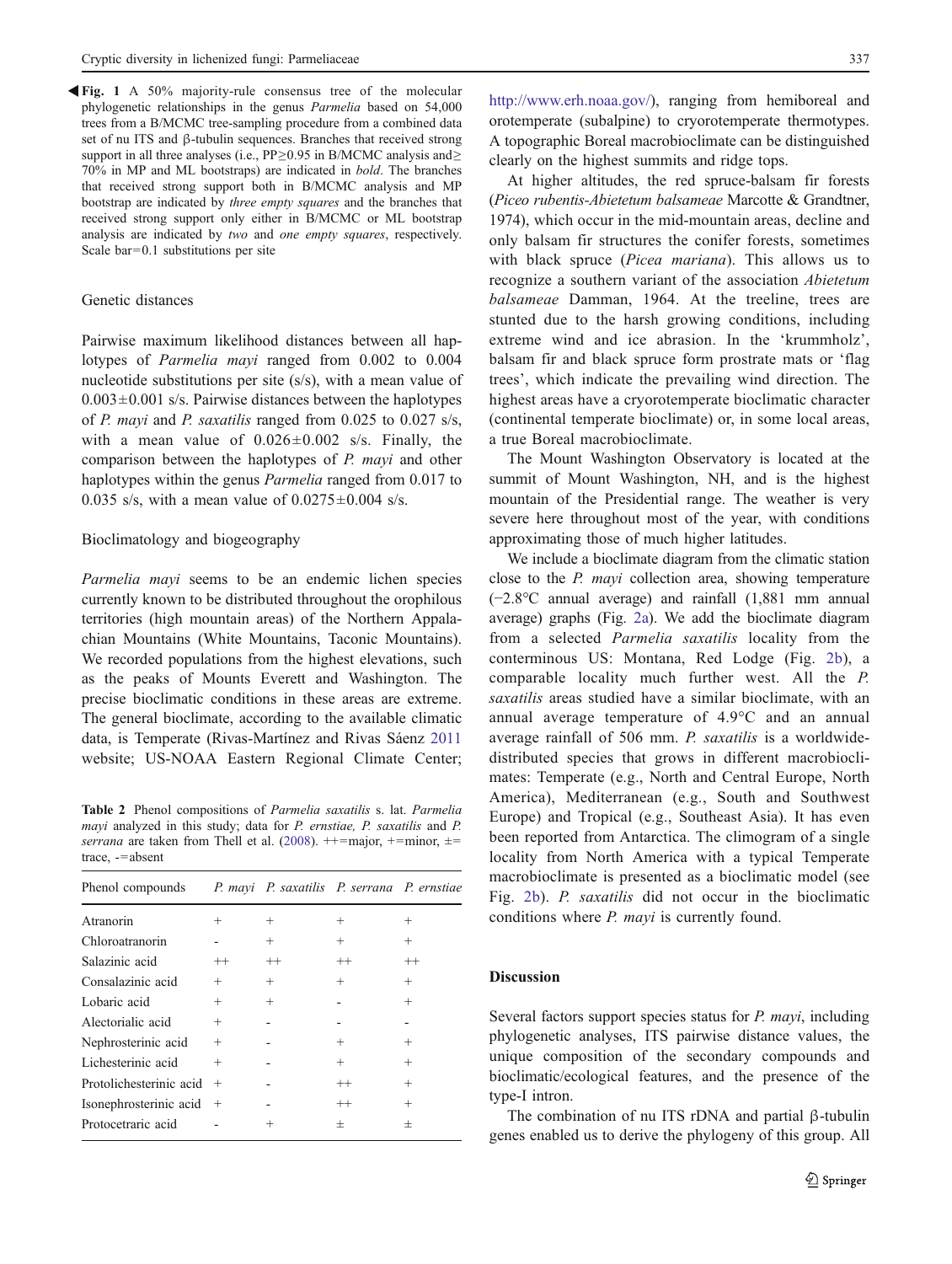◀**Fig. 1** A 50% majority-rule consensus tree of the molecular phylogenetic relationships in the genus *Parmelia* based on 54,000 trees from a B/MCMC tree-sampling procedure from a combined data set of nu ITS and β-tubulin sequences. Branches that received strong support in all three analyses (i.e., PP≥0.95 in B/MCMC analysis and≥ 70% in MP and ML bootstraps) are indicated in **bold**. The branches that received strong support both in B/MCMC analysis and MP bootstrap are indicated by *three empty squares* and the branches that received strong support only either in B/MCMC or ML bootstrap analysis are indicated by *two* and *one empty squares*, respectively. Scale bar=0.1 substitutions per site

### Genetic distances

Pairwise maximum likelihood distances between all haplotypes of *Parmelia mayi* ranged from 0.002 to 0.004 nucleotide substitutions per site (s/s), with a mean value of 0.003±0.001 s/s. Pairwise distances between the haplotypes of *P. mayi* and *P. saxatilis* ranged from 0.025 to 0.027 s/s, with a mean value of 0.026±0.002 s/s. Finally, the comparison between the haplotypes of *P. mayi* and other haplotypes within the genus *Parmelia* ranged from 0.017 to 0.035 s/s, with a mean value of 0.0275±0.004 s/s.

### Bioclimatology and biogeography

*Parmelia mayi* seems to be an endemic lichen species currently known to be distributed throughout the orophilous territories (high mountain areas) of the Northern Appalachian Mountains (White Mountains, Taconic Mountains). We recorded populations from the highest elevations, such as the peaks of Mounts Everett and Washington. The precise bioclimatic conditions in these areas are extreme. The general bioclimate, according to the available climatic data, is Temperate (Rivas-Martínez and Rivas Sáenz 2011 website; US-NOAA Eastern Regional Climate Center; http://www.erh.noaa.gov/), ranging from hemiboreal and orotemperate (subalpine) to cryorotemperate thermotypes. A topographic Boreal macrobioclimate can be distinguished clearly on the highest summits and ridge tops.

At higher altitudes, the red spruce-balsam fir forests (*Piceo rubentis-Abietetum balsameae* Marcotte & Grandtner, 1974), which occur in the mid-mountain areas, decline and only balsam fir structures the conifer forests, sometimes with black spruce (*Picea mariana*). This allows us to recognize a southern variant of the association *Abietetum balsameae* Damman, 1964. At the treeline, trees are stunted due to the harsh growing conditions, including extreme wind and ice abrasion. In the 'krummholz', balsam fir and black spruce form prostrate mats or 'flag trees', which indicate the prevailing wind direction. The highest areas have a cryorotemperate bioclimatic character (continental temperate bioclimate) or, in some local areas, a true Boreal macrobioclimate.

The Mount Washington Observatory is located at the summit of Mount Washington, NH, and is the highest mountain of the Presidential range. The weather is very severe here throughout most of the year, with conditions approximating those of much higher latitudes.

We include a bioclimate diagram from the climatic station close to the *P. mayi* collection area, showing temperature (−2.8°C annual average) and rainfall (1,881 mm annual average) graphs (Fig. 2a). We add the bioclimate diagram from a selected *Parmelia saxatilis* locality from the conterminous US: Montana, Red Lodge (Fig. 2b), a comparable locality much further west. All the *P. saxatilis* areas studied have a similar bioclimate, with an annual average temperature of 4.9°C and an annual average rainfall of 506 mm. *P. saxatilis* is a worldwide-distributed species that grows in different macrobioclimates: Temperate (e.g., North and Central Europe, North America), Mediterranean (e.g., South and Southwest Europe) and Tropical (e.g., Southeast Asia). It has even been reported from Antarctica. The climogram of a single locality from North America with a typical Temperate macrobioclimate is presented as a bioclimatic model (see Fig. 2b). *P. saxatilis* did not occur in the bioclimatic conditions where *P. mayi* is currently found.

**Table 2** Phenol compositions of *Parmelia saxatilis* s. lat. *Parmelia mayi* analyzed in this study; data for *P. ernstiae, P. saxatilis* and *P. serrana* are taken from Thell et al. (2008). ++=major, +=minor, ±=trace, -=absent

| Phenol compounds | *P. mayi* | *P. saxatilis* | *P. serrana* | *P. ernstiae* |
|---|---|---|---|---|
| Atranorin | + | + | + | + |
| Chloroatranorin | - | + | + | + |
| Salazinic acid | ++ | ++ | ++ | ++ |
| Consalazinic acid | + | + | + | + |
| Lobaric acid | + | + | - | + |
| Alectorialic acid | + | - | - | - |
| Nephrosterinic acid | + | - | + | + |
| Lichesterinic acid | + | - | + | + |
| Protolichesterinic acid | + | - | ++ | + |
| Isonephrosterinic acid | + | - | ++ | + |
| Protocetraric acid | - | + | ± | ± |

## Discussion

Several factors support species status for *P. mayi*, including phylogenetic analyses, ITS pairwise distance values, the unique composition of the secondary compounds and bioclimatic/ecological features, and the presence of the type-I intron.

The combination of nu ITS rDNA and partial β-tubulin genes enabled us to derive the phylogeny of this group. All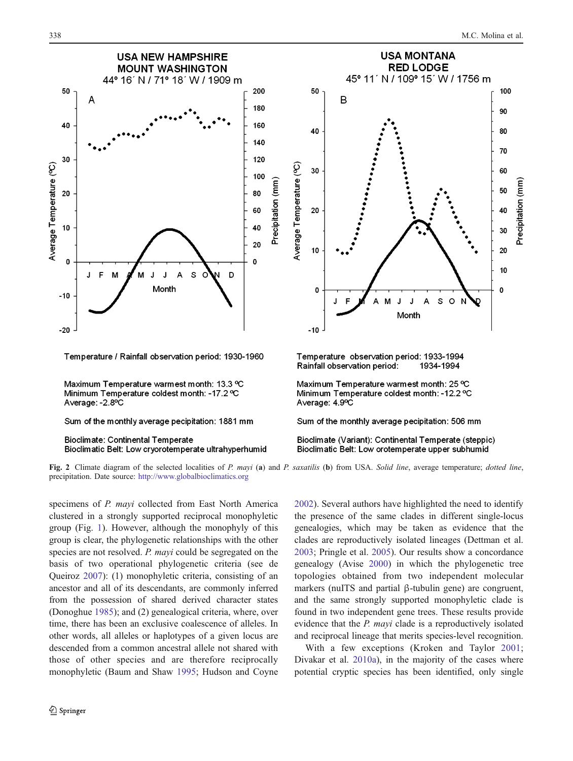**USA NEW HAMPSHIRE MOUNT WASHINGTON**
44º 16´ N / 71º 18´ W / 1909 m

Temperature / Rainfall observation period: 1930-1960

Maximum Temperature warmest month: 13.3 ºC
Minimum Temperature coldest month: -17.2 ºC
Average: -2.8ºC

Sum of the monthly average pecipitation: 1881 mm

Bioclimate: Continental Temperate
Bioclimatic Belt: Low cryorotemperate ultrahyperhumid

**USA MONTANA RED LODGE**
45º 11´ N / 109º 15´ W / 1756 m

Temperature observation period: 1933-1994
Rainfall observation period: 1934-1994

Maximum Temperature warmest month: 25 ºC
Minimum Temperature coldest month: -12.2 ºC
Average: 4.9ºC

Sum of the monthly average pecipitation: 506 mm

Bioclimate (Variant): Continental Temperate (steppic)
Bioclimatic Belt: Low orotemperate upper subhumid

**Fig. 2** Climate diagram of the selected localities of *P. mayi* (**a**) and *P. saxatilis* (**b**) from USA. *Solid line*, average temperature; *dotted line*, precipitation. Date source: http://www.globalbioclimatics.org

specimens of *P. mayi* collected from East North America clustered in a strongly supported reciprocal monophyletic group (Fig. 1). However, although the monophyly of this group is clear, the phylogenetic relationships with the other species are not resolved. *P. mayi* could be segregated on the basis of two operational phylogenetic criteria (see de Queiroz 2007): (1) monophyletic criteria, consisting of an ancestor and all of its descendants, are commonly inferred from the possession of shared derived character states (Donoghue 1985); and (2) genealogical criteria, where, over time, there has been an exclusive coalescence of alleles. In other words, all alleles or haplotypes of a given locus are descended from a common ancestral allele not shared with those of other species and are therefore reciprocally monophyletic (Baum and Shaw 1995; Hudson and Coyne 2002). Several authors have highlighted the need to identify the presence of the same clades in different single-locus genealogies, which may be taken as evidence that the clades are reproductively isolated lineages (Dettman et al. 2003; Pringle et al. 2005). Our results show a concordance genealogy (Avise 2000) in which the phylogenetic tree topologies obtained from two independent molecular markers (nuITS and partial β-tubulin gene) are congruent, and the same strongly supported monophyletic clade is found in two independent gene trees. These results provide evidence that the *P. mayi* clade is a reproductively isolated and reciprocal lineage that merits species-level recognition.

With a few exceptions (Kroken and Taylor 2001; Divakar et al. 2010a), in the majority of the cases where potential cryptic species has been identified, only single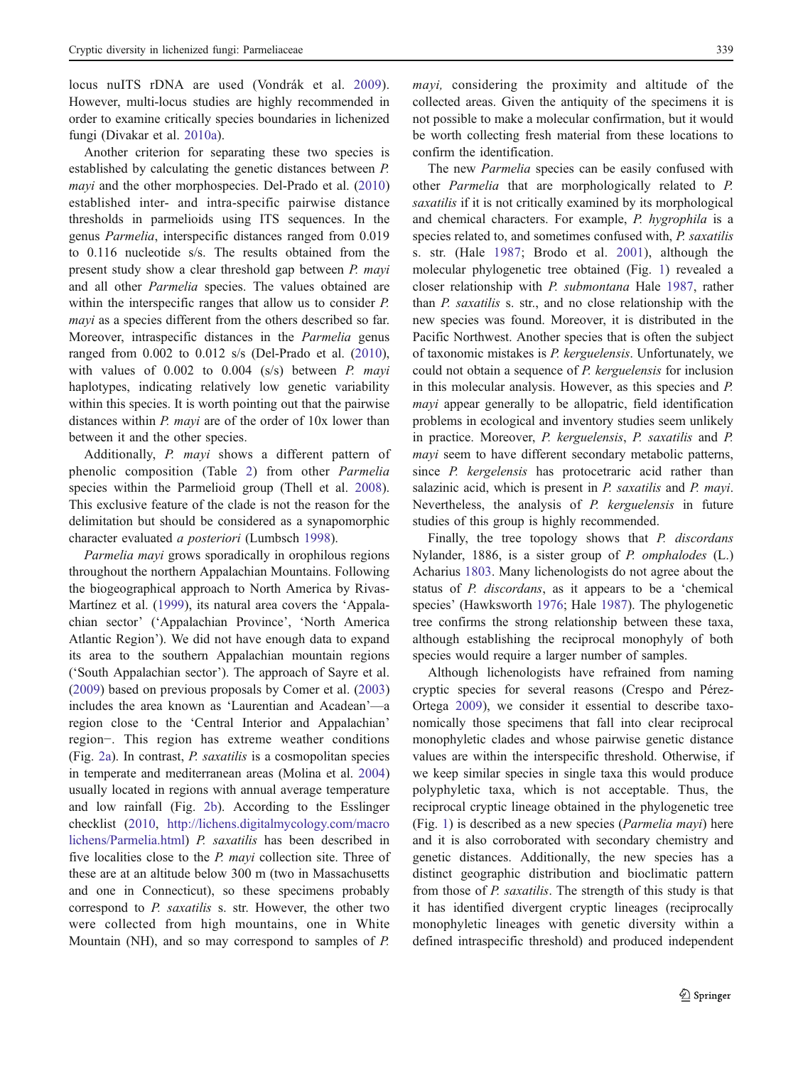locus nuITS rDNA are used (Vondrák et al. 2009). However, multi-locus studies are highly recommended in order to examine critically species boundaries in lichenized fungi (Divakar et al. 2010a).

Another criterion for separating these two species is established by calculating the genetic distances between *P. mayi* and the other morphospecies. Del-Prado et al. (2010) established inter- and intra-specific pairwise distance thresholds in parmelioids using ITS sequences. In the genus *Parmelia*, interspecific distances ranged from 0.019 to 0.116 nucleotide s/s. The results obtained from the present study show a clear threshold gap between *P. mayi* and all other *Parmelia* species. The values obtained are within the interspecific ranges that allow us to consider *P. mayi* as a species different from the others described so far. Moreover, intraspecific distances in the *Parmelia* genus ranged from 0.002 to 0.012 s/s (Del-Prado et al. (2010), with values of 0.002 to 0.004 (s/s) between *P. mayi* haplotypes, indicating relatively low genetic variability within this species. It is worth pointing out that the pairwise distances within *P. mayi* are of the order of 10x lower than between it and the other species.

Additionally, *P. mayi* shows a different pattern of phenolic composition (Table 2) from other *Parmelia* species within the Parmelioid group (Thell et al. 2008). This exclusive feature of the clade is not the reason for the delimitation but should be considered as a synapomorphic character evaluated *a posteriori* (Lumbsch 1998).

*Parmelia mayi* grows sporadically in orophilous regions throughout the northern Appalachian Mountains. Following the biogeographical approach to North America by Rivas-Martínez et al. (1999), its natural area covers the 'Appalachian sector' ('Appalachian Province', 'North America Atlantic Region'). We did not have enough data to expand its area to the southern Appalachian mountain regions ('South Appalachian sector'). The approach of Sayre et al. (2009) based on previous proposals by Comer et al. (2003) includes the area known as 'Laurentian and Acadean'—a region close to the 'Central Interior and Appalachian' region−. This region has extreme weather conditions (Fig. 2a). In contrast, *P. saxatilis* is a cosmopolitan species in temperate and mediterranean areas (Molina et al. 2004) usually located in regions with annual average temperature and low rainfall (Fig. 2b). According to the Esslinger checklist (2010, http://lichens.digitalmycology.com/macrolichens/Parmelia.html) *P. saxatilis* has been described in five localities close to the *P. mayi* collection site. Three of these are at an altitude below 300 m (two in Massachusetts and one in Connecticut), so these specimens probably correspond to *P. saxatilis* s. str. However, the other two were collected from high mountains, one in White Mountain (NH), and so may correspond to samples of *P. mayi,* considering the proximity and altitude of the collected areas. Given the antiquity of the specimens it is not possible to make a molecular confirmation, but it would be worth collecting fresh material from these locations to confirm the identification.

The new *Parmelia* species can be easily confused with other *Parmelia* that are morphologically related to *P. saxatilis* if it is not critically examined by its morphological and chemical characters. For example, *P. hygrophila* is a species related to, and sometimes confused with, *P. saxatilis* s. str. (Hale 1987; Brodo et al. 2001), although the molecular phylogenetic tree obtained (Fig. 1) revealed a closer relationship with *P. submontana* Hale 1987, rather than *P. saxatilis* s. str., and no close relationship with the new species was found. Moreover, it is distributed in the Pacific Northwest. Another species that is often the subject of taxonomic mistakes is *P. kerguelensis*. Unfortunately, we could not obtain a sequence of *P. kerguelensis* for inclusion in this molecular analysis. However, as this species and *P. mayi* appear generally to be allopatric, field identification problems in ecological and inventory studies seem unlikely in practice. Moreover, *P. kerguelensis*, *P. saxatilis* and *P. mayi* seem to have different secondary metabolic patterns, since *P. kergelensis* has protocetraric acid rather than salazinic acid, which is present in *P. saxatilis* and *P. mayi*. Nevertheless, the analysis of *P. kerguelensis* in future studies of this group is highly recommended.

Finally, the tree topology shows that *P. discordans* Nylander, 1886, is a sister group of *P. omphalodes* (L.) Acharius 1803. Many lichenologists do not agree about the status of *P. discordans*, as it appears to be a 'chemical species' (Hawksworth 1976; Hale 1987). The phylogenetic tree confirms the strong relationship between these taxa, although establishing the reciprocal monophyly of both species would require a larger number of samples.

Although lichenologists have refrained from naming cryptic species for several reasons (Crespo and Pérez-Ortega 2009), we consider it essential to describe taxonomically those specimens that fall into clear reciprocal monophyletic clades and whose pairwise genetic distance values are within the interspecific threshold. Otherwise, if we keep similar species in single taxa this would produce polyphyletic taxa, which is not acceptable. Thus, the reciprocal cryptic lineage obtained in the phylogenetic tree (Fig. 1) is described as a new species (*Parmelia mayi*) here and it is also corroborated with secondary chemistry and genetic distances. Additionally, the new species has a distinct geographic distribution and bioclimatic pattern from those of *P. saxatilis*. The strength of this study is that it has identified divergent cryptic lineages (reciprocally monophyletic lineages with genetic diversity within a defined intraspecific threshold) and produced independent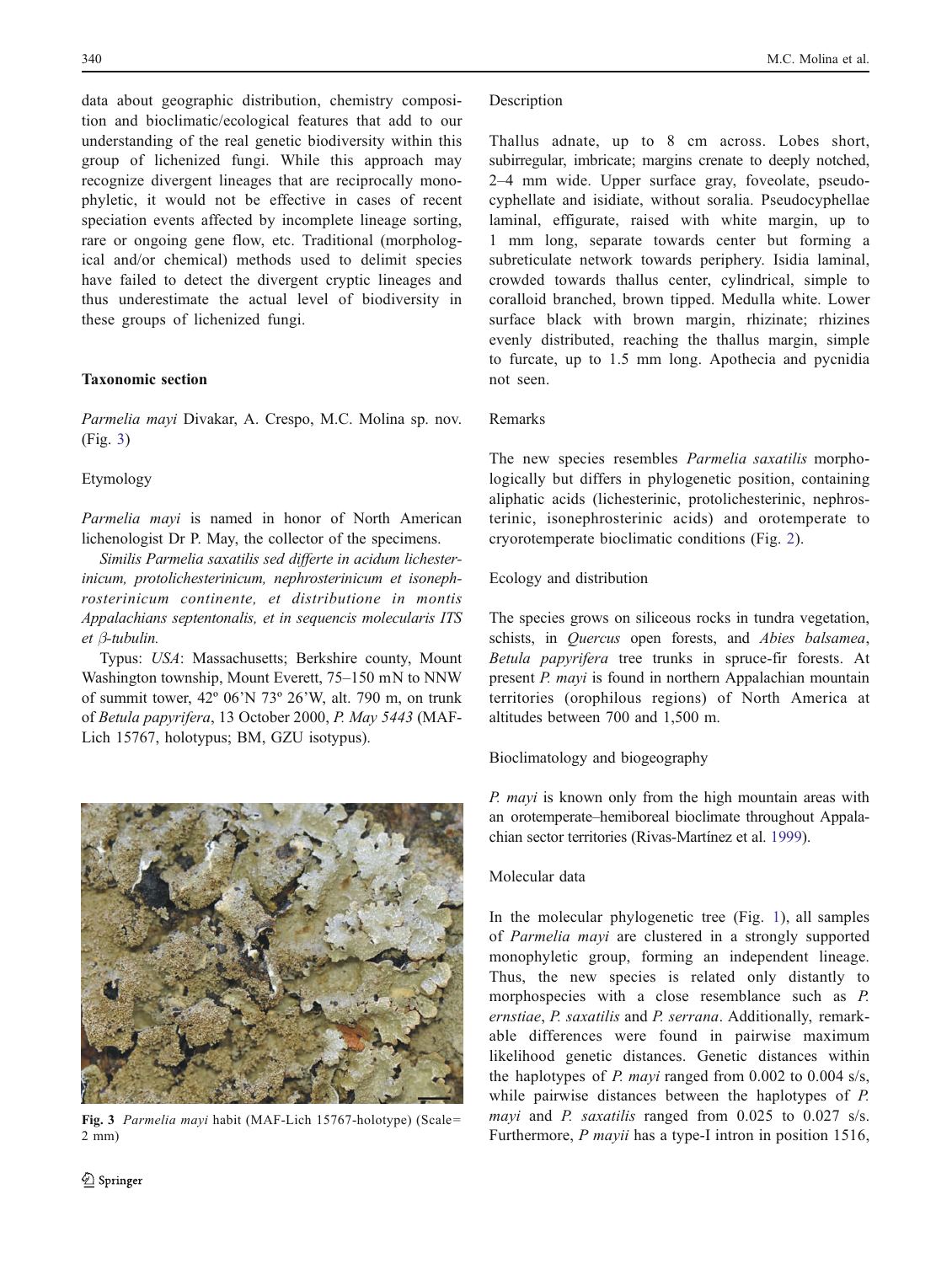data about geographic distribution, chemistry composition and bioclimatic/ecological features that add to our understanding of the real genetic biodiversity within this group of lichenized fungi. While this approach may recognize divergent lineages that are reciprocally monophyletic, it would not be effective in cases of recent speciation events affected by incomplete lineage sorting, rare or ongoing gene flow, etc. Traditional (morphological and/or chemical) methods used to delimit species have failed to detect the divergent cryptic lineages and thus underestimate the actual level of biodiversity in these groups of lichenized fungi.

## Taxonomic section

*Parmelia mayi* Divakar, A. Crespo, M.C. Molina sp. nov. (Fig. 3)

### Etymology

*Parmelia mayi* is named in honor of North American lichenologist Dr P. May, the collector of the specimens.

*Similis Parmelia saxatilis sed differte in acidum lichesterinicum, protolichesterinicum, nephrosterinicum et isonephrosterinicum continente, et distributione in montis Appalachians septentonalis, et in sequencis molecularis ITS et β-tubulin.*

Typus: *USA*: Massachusetts; Berkshire county, Mount Washington township, Mount Everett, 75–150 mN to NNW of summit tower, 42º 06'N 73º 26'W, alt. 790 m, on trunk of *Betula papyrifera*, 13 October 2000, *P. May 5443* (MAF-Lich 15767, holotypus; BM, GZU isotypus).

**Fig. 3** *Parmelia mayi* habit (MAF-Lich 15767-holotype) (Scale= 2 mm)

### Description

Thallus adnate, up to 8 cm across. Lobes short, subirregular, imbricate; margins crenate to deeply notched, 2–4 mm wide. Upper surface gray, foveolate, pseudocyphellate and isidiate, without soralia. Pseudocyphellae laminal, effigurate, raised with white margin, up to 1 mm long, separate towards center but forming a subreticulate network towards periphery. Isidia laminal, crowded towards thallus center, cylindrical, simple to coralloid branched, brown tipped. Medulla white. Lower surface black with brown margin, rhizinate; rhizines evenly distributed, reaching the thallus margin, simple to furcate, up to 1.5 mm long. Apothecia and pycnidia not seen.

### Remarks

The new species resembles *Parmelia saxatilis* morphologically but differs in phylogenetic position, containing aliphatic acids (lichesterinic, protolichesterinic, nephrosterinic, isonephrosterinic acids) and orotemperate to cryorotemperate bioclimatic conditions (Fig. 2).

### Ecology and distribution

The species grows on siliceous rocks in tundra vegetation, schists, in *Quercus* open forests, and *Abies balsamea*, *Betula papyrifera* tree trunks in spruce-fir forests. At present *P. mayi* is found in northern Appalachian mountain territories (orophilous regions) of North America at altitudes between 700 and 1,500 m.

### Bioclimatology and biogeography

*P. mayi* is known only from the high mountain areas with an orotemperate–hemiboreal bioclimate throughout Appalachian sector territories (Rivas-Martínez et al. 1999).

### Molecular data

In the molecular phylogenetic tree (Fig. 1), all samples of *Parmelia mayi* are clustered in a strongly supported monophyletic group, forming an independent lineage. Thus, the new species is related only distantly to morphospecies with a close resemblance such as *P. ernstiae*, *P. saxatilis* and *P. serrana*. Additionally, remarkable differences were found in pairwise maximum likelihood genetic distances. Genetic distances within the haplotypes of *P. mayi* ranged from 0.002 to 0.004 s/s, while pairwise distances between the haplotypes of *P. mayi* and *P. saxatilis* ranged from 0.025 to 0.027 s/s. Furthermore, *P mayii* has a type-I intron in position 1516,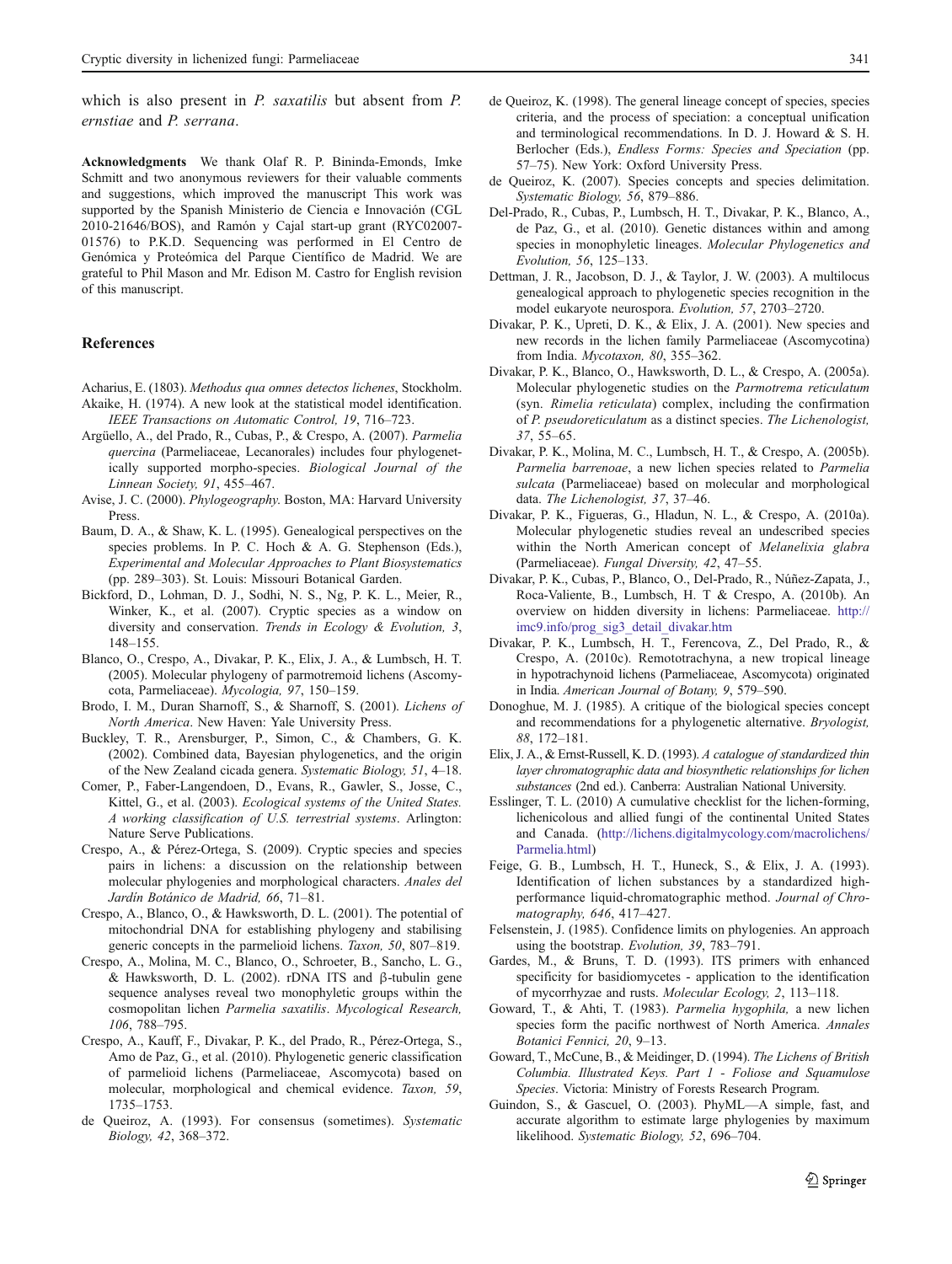which is also present in *P. saxatilis* but absent from *P. ernstiae* and *P. serrana*.

**Acknowledgments** We thank Olaf R. P. Bininda-Emonds, Imke Schmitt and two anonymous reviewers for their valuable comments and suggestions, which improved the manuscript This work was supported by the Spanish Ministerio de Ciencia e Innovación (CGL 2010-21646/BOS), and Ramón y Cajal start-up grant (RYC02007-01576) to P.K.D. Sequencing was performed in El Centro de Genómica y Proteómica del Parque Científico de Madrid. We are grateful to Phil Mason and Mr. Edison M. Castro for English revision of this manuscript.

## References

Acharius, E. (1803). *Methodus qua omnes detectos lichenes*, Stockholm.

Akaike, H. (1974). A new look at the statistical model identification. *IEEE Transactions on Automatic Control, 19*, 716–723.

Argüello, A., del Prado, R., Cubas, P., & Crespo, A. (2007). *Parmelia quercina* (Parmeliaceae, Lecanorales) includes four phylogenetically supported morpho-species. *Biological Journal of the Linnean Society, 91*, 455–467.

Avise, J. C. (2000). *Phylogeography*. Boston, MA: Harvard University Press.

Baum, D. A., & Shaw, K. L. (1995). Genealogical perspectives on the species problems. In P. C. Hoch & A. G. Stephenson (Eds.), *Experimental and Molecular Approaches to Plant Biosystematics* (pp. 289–303). St. Louis: Missouri Botanical Garden.

Bickford, D., Lohman, D. J., Sodhi, N. S., Ng, P. K. L., Meier, R., Winker, K., et al. (2007). Cryptic species as a window on diversity and conservation. *Trends in Ecology & Evolution, 3*, 148–155.

Blanco, O., Crespo, A., Divakar, P. K., Elix, J. A., & Lumbsch, H. T. (2005). Molecular phylogeny of parmotremoid lichens (Ascomycota, Parmeliaceae). *Mycologia, 97*, 150–159.

Brodo, I. M., Duran Sharnoff, S., & Sharnoff, S. (2001). *Lichens of North America*. New Haven: Yale University Press.

Buckley, T. R., Arensburger, P., Simon, C., & Chambers, G. K. (2002). Combined data, Bayesian phylogenetics, and the origin of the New Zealand cicada genera. *Systematic Biology, 51*, 4–18.

Comer, P., Faber-Langendoen, D., Evans, R., Gawler, S., Josse, C., Kittel, G., et al. (2003). *Ecological systems of the United States. A working classification of U.S. terrestrial systems*. Arlington: Nature Serve Publications.

Crespo, A., & Pérez-Ortega, S. (2009). Cryptic species and species pairs in lichens: a discussion on the relationship between molecular phylogenies and morphological characters. *Anales del Jardín Botánico de Madrid, 66*, 71–81.

Crespo, A., Blanco, O., & Hawksworth, D. L. (2001). The potential of mitochondrial DNA for establishing phylogeny and stabilising generic concepts in the parmelioid lichens. *Taxon, 50*, 807–819.

Crespo, A., Molina, M. C., Blanco, O., Schroeter, B., Sancho, L. G., & Hawksworth, D. L. (2002). rDNA ITS and β-tubulin gene sequence analyses reveal two monophyletic groups within the cosmopolitan lichen *Parmelia saxatilis*. *Mycological Research, 106*, 788–795.

Crespo, A., Kauff, F., Divakar, P. K., del Prado, R., Pérez-Ortega, S., Amo de Paz, G., et al. (2010). Phylogenetic generic classification of parmelioid lichens (Parmeliaceae, Ascomycota) based on molecular, morphological and chemical evidence. *Taxon, 59*, 1735–1753.

de Queiroz, A. (1993). For consensus (sometimes). *Systematic Biology, 42*, 368–372.

de Queiroz, K. (1998). The general lineage concept of species, species criteria, and the process of speciation: a conceptual unification and terminological recommendations. In D. J. Howard & S. H. Berlocher (Eds.), *Endless Forms: Species and Speciation* (pp. 57–75). New York: Oxford University Press.

de Queiroz, K. (2007). Species concepts and species delimitation. *Systematic Biology, 56*, 879–886.

Del-Prado, R., Cubas, P., Lumbsch, H. T., Divakar, P. K., Blanco, A., de Paz, G., et al. (2010). Genetic distances within and among species in monophyletic lineages. *Molecular Phylogenetics and Evolution, 56*, 125–133.

Dettman, J. R., Jacobson, D. J., & Taylor, J. W. (2003). A multilocus genealogical approach to phylogenetic species recognition in the model eukaryote neurospora. *Evolution, 57*, 2703–2720.

Divakar, P. K., Upreti, D. K., & Elix, J. A. (2001). New species and new records in the lichen family Parmeliaceae (Ascomycotina) from India. *Mycotaxon, 80*, 355–362.

Divakar, P. K., Blanco, O., Hawksworth, D. L., & Crespo, A. (2005a). Molecular phylogenetic studies on the *Parmotrema reticulatum* (syn. *Rimelia reticulata*) complex, including the confirmation of *P. pseudoreticulatum* as a distinct species. *The Lichenologist, 37*, 55–65.

Divakar, P. K., Molina, M. C., Lumbsch, H. T., & Crespo, A. (2005b). *Parmelia barrenoae*, a new lichen species related to *Parmelia sulcata* (Parmeliaceae) based on molecular and morphological data. *The Lichenologist, 37*, 37–46.

Divakar, P. K., Figueras, G., Hladun, N. L., & Crespo, A. (2010a). Molecular phylogenetic studies reveal an undescribed species within the North American concept of *Melanelixia glabra* (Parmeliaceae). *Fungal Diversity, 42*, 47–55.

Divakar, P. K., Cubas, P., Blanco, O., Del-Prado, R., Núñez-Zapata, J., Roca-Valiente, B., Lumbsch, H. T & Crespo, A. (2010b). An overview on hidden diversity in lichens: Parmeliaceae. http://imc9.info/prog_sig3_detail_divakar.htm

Divakar, P. K., Lumbsch, H. T., Ferencova, Z., Del Prado, R., & Crespo, A. (2010c). Remototrachyna, a new tropical lineage in hypotrachynoid lichens (Parmeliaceae, Ascomycota) originated in India. *American Journal of Botany, 9*, 579–590.

Donoghue, M. J. (1985). A critique of the biological species concept and recommendations for a phylogenetic alternative. *Bryologist, 88*, 172–181.

Elix, J. A., & Ernst-Russell, K. D. (1993). *A catalogue of standardized thin layer chromatographic data and biosynthetic relationships for lichen substances* (2nd ed.). Canberra: Australian National University.

Esslinger, T. L. (2010) A cumulative checklist for the lichen-forming, lichenicolous and allied fungi of the continental United States and Canada. (http://lichens.digitalmycology.com/macrolichens/Parmelia.html)

Feige, G. B., Lumbsch, H. T., Huneck, S., & Elix, J. A. (1993). Identification of lichen substances by a standardized high-performance liquid-chromatographic method. *Journal of Chromatography, 646*, 417–427.

Felsenstein, J. (1985). Confidence limits on phylogenies. An approach using the bootstrap. *Evolution, 39*, 783–791.

Gardes, M., & Bruns, T. D. (1993). ITS primers with enhanced specificity for basidiomycetes - application to the identification of mycorrhyzae and rusts. *Molecular Ecology, 2*, 113–118.

Goward, T., & Ahti, T. (1983). *Parmelia hygophila*, a new lichen species form the pacific northwest of North America. *Annales Botanici Fennici, 20*, 9–13.

Goward, T., McCune, B., & Meidinger, D. (1994). *The Lichens of British Columbia. Illustrated Keys. Part 1 - Foliose and Squamulose Species*. Victoria: Ministry of Forests Research Program.

Guindon, S., & Gascuel, O. (2003). PhyML—A simple, fast, and accurate algorithm to estimate large phylogenies by maximum likelihood. *Systematic Biology, 52*, 696–704.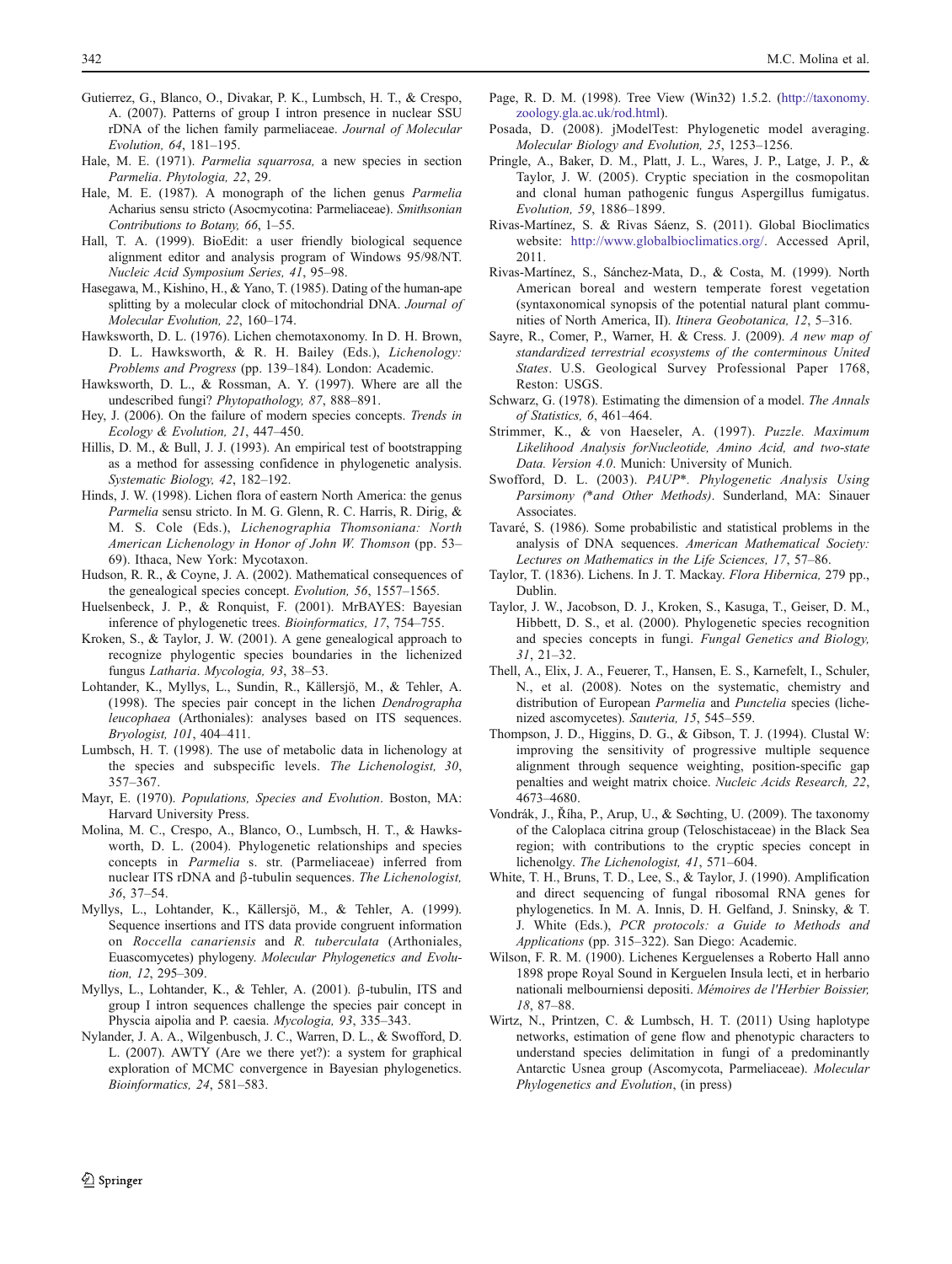Gutierrez, G., Blanco, O., Divakar, P. K., Lumbsch, H. T., & Crespo, A. (2007). Patterns of group I intron presence in nuclear SSU rDNA of the lichen family parmeliaceae. *Journal of Molecular Evolution, 64*, 181–195.

Hale, M. E. (1971). *Parmelia squarrosa,* a new species in section *Parmelia*. *Phytologia, 22*, 29.

Hale, M. E. (1987). A monograph of the lichen genus *Parmelia* Acharius sensu stricto (Asocmycotina: Parmeliaceae). *Smithsonian Contributions to Botany, 66*, 1–55.

Hall, T. A. (1999). BioEdit: a user friendly biological sequence alignment editor and analysis program of Windows 95/98/NT. *Nucleic Acid Symposium Series, 41*, 95–98.

Hasegawa, M., Kishino, H., & Yano, T. (1985). Dating of the human-ape splitting by a molecular clock of mitochondrial DNA. *Journal of Molecular Evolution, 22*, 160–174.

Hawksworth, D. L. (1976). Lichen chemotaxonomy. In D. H. Brown, D. L. Hawksworth, & R. H. Bailey (Eds.), *Lichenology: Problems and Progress* (pp. 139–184). London: Academic.

Hawksworth, D. L., & Rossman, A. Y. (1997). Where are all the undescribed fungi? *Phytopathology, 87*, 888–891.

Hey, J. (2006). On the failure of modern species concepts. *Trends in Ecology & Evolution, 21*, 447–450.

Hillis, D. M., & Bull, J. J. (1993). An empirical test of bootstrapping as a method for assessing confidence in phylogenetic analysis. *Systematic Biology, 42*, 182–192.

Hinds, J. W. (1998). Lichen flora of eastern North America: the genus *Parmelia* sensu stricto. In M. G. Glenn, R. C. Harris, R. Dirig, & M. S. Cole (Eds.), *Lichenographia Thomsoniana: North American Lichenology in Honor of John W. Thomson* (pp. 53–69). Ithaca, New York: Mycotaxon.

Hudson, R. R., & Coyne, J. A. (2002). Mathematical consequences of the genealogical species concept. *Evolution, 56*, 1557–1565.

Huelsenbeck, J. P., & Ronquist, F. (2001). MrBAYES: Bayesian inference of phylogenetic trees. *Bioinformatics, 17*, 754–755.

Kroken, S., & Taylor, J. W. (2001). A gene genealogical approach to recognize phylogentic species boundaries in the lichenized fungus *Letharia*. *Mycologia, 93*, 38–53.

Lohtander, K., Myllys, L., Sundin, R., Källersjö, M., & Tehler, A. (1998). The species pair concept in the lichen *Dendrographa leucophaea* (Arthoniales): analyses based on ITS sequences. *Bryologist, 101*, 404–411.

Lumbsch, H. T. (1998). The use of metabolic data in lichenology at the species and subspecific levels. *The Lichenologist, 30*, 357–367.

Mayr, E. (1970). *Populations, Species and Evolution*. Boston, MA: Harvard University Press.

Molina, M. C., Crespo, A., Blanco, O., Lumbsch, H. T., & Hawksworth, D. L. (2004). Phylogenetic relationships and species concepts in *Parmelia* s. str. (Parmeliaceae) inferred from nuclear ITS rDNA and β-tubulin sequences. *The Lichenologist, 36*, 37–54.

Myllys, L., Lohtander, K., Källersjö, M., & Tehler, A. (1999). Sequence insertions and ITS data provide congruent information on *Roccella canariensis* and *R. tuberculata* (Arthoniales, Euascomycetes) phylogeny. *Molecular Phylogenetics and Evolution, 12*, 295–309.

Myllys, L., Lohtander, K., & Tehler, A. (2001). β-tubulin, ITS and group I intron sequences challenge the species pair concept in Physcia aipolia and P. caesia. *Mycologia, 93*, 335–343.

Nylander, J. A. A., Wilgenbusch, J. C., Warren, D. L., & Swofford, D. L. (2007). AWTY (Are we there yet?): a system for graphical exploration of MCMC convergence in Bayesian phylogenetics. *Bioinformatics, 24*, 581–583.

Page, R. D. M. (1998). Tree View (Win32) 1.5.2. (http://taxonomy.zoology.gla.ac.uk/rod.html).

Posada, D. (2008). jModelTest: Phylogenetic model averaging. *Molecular Biology and Evolution, 25*, 1253–1256.

Pringle, A., Baker, D. M., Platt, J. L., Wares, J. P., Latge, J. P., & Taylor, J. W. (2005). Cryptic speciation in the cosmopolitan and clonal human pathogenic fungus Aspergillus fumigatus. *Evolution, 59*, 1886–1899.

Rivas-Martínez, S. & Rivas Sáenz, S. (2011). Global Bioclimatics website: http://www.globalbioclimatics.org/. Accessed April, 2011.

Rivas-Martínez, S., Sánchez-Mata, D., & Costa, M. (1999). North American boreal and western temperate forest vegetation (syntaxonomical synopsis of the potential natural plant communities of North America, II). *Itinera Geobotanica, 12*, 5–316.

Sayre, R., Comer, P., Warner, H. & Cress. J. (2009). *A new map of standardized terrestrial ecosystems of the conterminous United States*. U.S. Geological Survey Professional Paper 1768, Reston: USGS.

Schwarz, G. (1978). Estimating the dimension of a model. *The Annals of Statistics, 6*, 461–464.

Strimmer, K., & von Haeseler, A. (1997). *Puzzle. Maximum Likelihood Analysis forNucleotide, Amino Acid, and two-state Data. Version 4.0*. Munich: University of Munich.

Swofford, D. L. (2003). *PAUP*. Phylogenetic Analysis Using Parsimony (*and Other Methods)*. Sunderland, MA: Sinauer Associates.

Tavaré, S. (1986). Some probabilistic and statistical problems in the analysis of DNA sequences. *American Mathematical Society: Lectures on Mathematics in the Life Sciences, 17*, 57–86.

Taylor, T. (1836). Lichens. In J. T. Mackay. *Flora Hibernica,* 279 pp., Dublin.

Taylor, J. W., Jacobson, D. J., Kroken, S., Kasuga, T., Geiser, D. M., Hibbett, D. S., et al. (2000). Phylogenetic species recognition and species concepts in fungi. *Fungal Genetics and Biology, 31*, 21–32.

Thell, A., Elix, J. A., Feuerer, T., Hansen, E. S., Karnefelt, I., Schuler, N., et al. (2008). Notes on the systematic, chemistry and distribution of European *Parmelia* and *Punctelia* species (lichenized ascomycetes). *Sauteria, 15*, 545–559.

Thompson, J. D., Higgins, D. G., & Gibson, T. J. (1994). Clustal W: improving the sensitivity of progressive multiple sequence alignment through sequence weighting, position-specific gap penalties and weight matrix choice. *Nucleic Acids Research, 22*, 4673–4680.

Vondrák, J., Říha, P., Arup, U., & Søchting, U. (2009). The taxonomy of the Caloplaca citrina group (Teloschistaceae) in the Black Sea region; with contributions to the cryptic species concept in lichenolgy. *The Lichenologist, 41*, 571–604.

White, T. H., Bruns, T. D., Lee, S., & Taylor, J. (1990). Amplification and direct sequencing of fungal ribosomal RNA genes for phylogenetics. In M. A. Innis, D. H. Gelfand, J. Sninsky, & T. J. White (Eds.), *PCR protocols: a Guide to Methods and Applications* (pp. 315–322). San Diego: Academic.

Wilson, F. R. M. (1900). Lichenes Kerguelenses a Roberto Hall anno 1898 prope Royal Sound in Kerguelen Insula lecti, et in herbario nationali melbourniensi depositi. *Mémoires de l'Herbier Boissier, 18*, 87–88.

Wirtz, N., Printzen, C. & Lumbsch, H. T. (2011) Using haplotype networks, estimation of gene flow and phenotypic characters to understand species delimitation in fungi of a predominantly Antarctic Usnea group (Ascomycota, Parmeliaceae). *Molecular Phylogenetics and Evolution*, (in press)